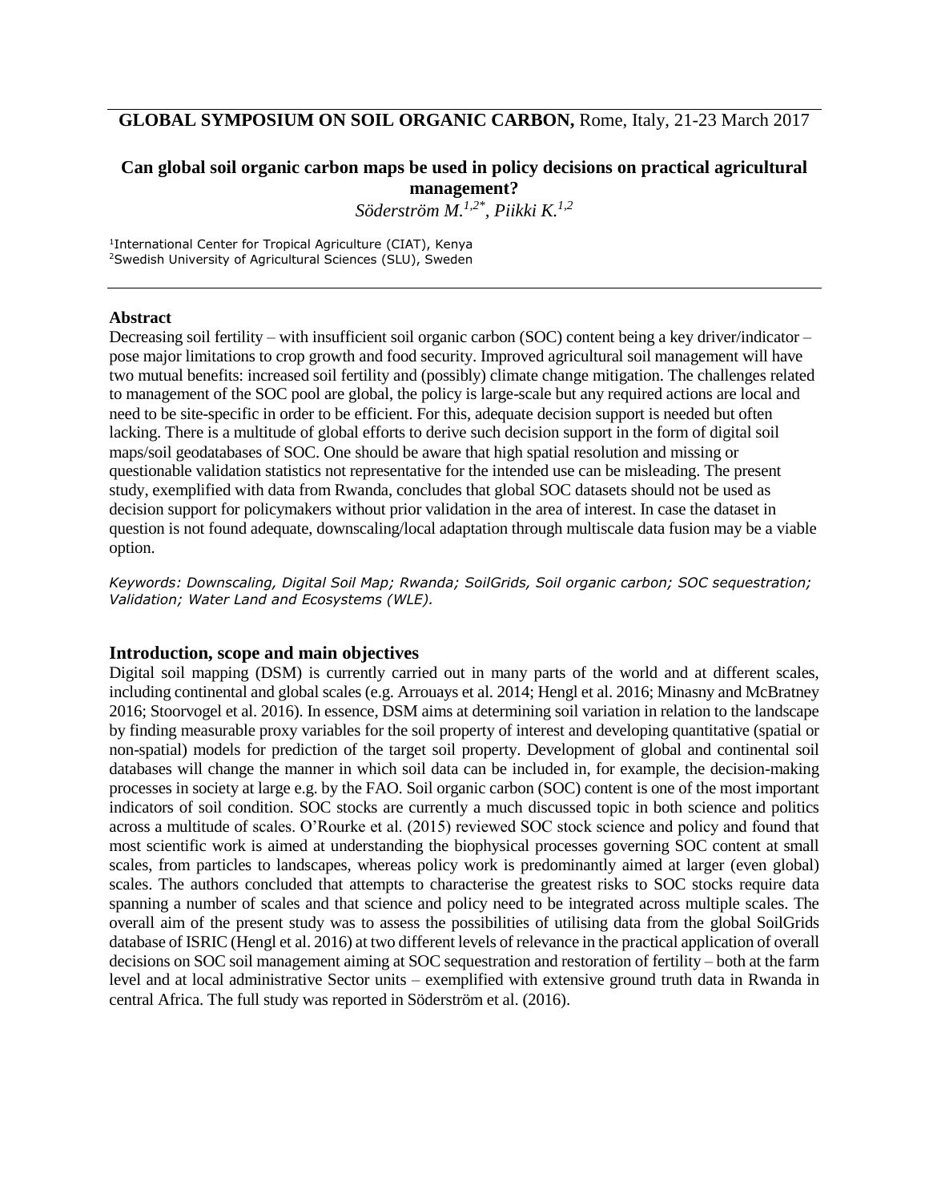**GLOBAL SYMPOSIUM ON SOIL ORGANIC CARBON,** Rome, Italy, 21-23 March 2017

# Can global soil organic carbon maps be used in policy decisions on practical agricultural management?

*Söderström M.[1,2*], Piikki K.[1,2]*

[1]International Center for Tropical Agriculture (CIAT), Kenya
[2]Swedish University of Agricultural Sciences (SLU), Sweden

## Abstract

Decreasing soil fertility – with insufficient soil organic carbon (SOC) content being a key driver/indicator – pose major limitations to crop growth and food security. Improved agricultural soil management will have two mutual benefits: increased soil fertility and (possibly) climate change mitigation. The challenges related to management of the SOC pool are global, the policy is large-scale but any required actions are local and need to be site-specific in order to be efficient. For this, adequate decision support is needed but often lacking. There is a multitude of global efforts to derive such decision support in the form of digital soil maps/soil geodatabases of SOC. One should be aware that high spatial resolution and missing or questionable validation statistics not representative for the intended use can be misleading. The present study, exemplified with data from Rwanda, concludes that global SOC datasets should not be used as decision support for policymakers without prior validation in the area of interest. In case the dataset in question is not found adequate, downscaling/local adaptation through multiscale data fusion may be a viable option.

*Keywords: Downscaling, Digital Soil Map; Rwanda; SoilGrids, Soil organic carbon; SOC sequestration; Validation; Water Land and Ecosystems (WLE).*

## Introduction, scope and main objectives

Digital soil mapping (DSM) is currently carried out in many parts of the world and at different scales, including continental and global scales (e.g. Arrouays et al. 2014; Hengl et al. 2016; Minasny and McBratney 2016; Stoorvogel et al. 2016). In essence, DSM aims at determining soil variation in relation to the landscape by finding measurable proxy variables for the soil property of interest and developing quantitative (spatial or non-spatial) models for prediction of the target soil property. Development of global and continental soil databases will change the manner in which soil data can be included in, for example, the decision-making processes in society at large e.g. by the FAO. Soil organic carbon (SOC) content is one of the most important indicators of soil condition. SOC stocks are currently a much discussed topic in both science and politics across a multitude of scales. O'Rourke et al. (2015) reviewed SOC stock science and policy and found that most scientific work is aimed at understanding the biophysical processes governing SOC content at small scales, from particles to landscapes, whereas policy work is predominantly aimed at larger (even global) scales. The authors concluded that attempts to characterise the greatest risks to SOC stocks require data spanning a number of scales and that science and policy need to be integrated across multiple scales. The overall aim of the present study was to assess the possibilities of utilising data from the global SoilGrids database of ISRIC (Hengl et al. 2016) at two different levels of relevance in the practical application of overall decisions on SOC soil management aiming at SOC sequestration and restoration of fertility – both at the farm level and at local administrative Sector units – exemplified with extensive ground truth data in Rwanda in central Africa. The full study was reported in Söderström et al. (2016).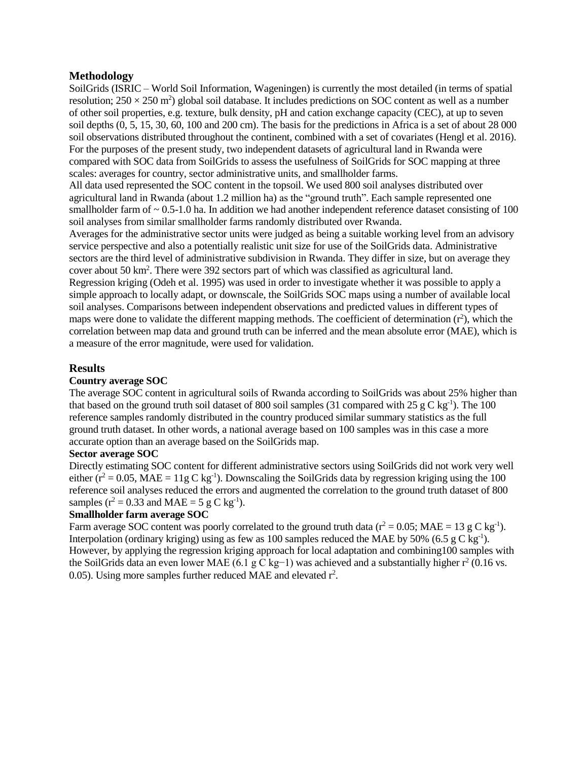## Methodology

SoilGrids (ISRIC – World Soil Information, Wageningen) is currently the most detailed (in terms of spatial resolution; $250 \times 250$ m$^2$) global soil database. It includes predictions on SOC content as well as a number of other soil properties, e.g. texture, bulk density, pH and cation exchange capacity (CEC), at up to seven soil depths (0, 5, 15, 30, 60, 100 and 200 cm). The basis for the predictions in Africa is a set of about 28 000 soil observations distributed throughout the continent, combined with a set of covariates (Hengl et al. 2016). For the purposes of the present study, two independent datasets of agricultural land in Rwanda were compared with SOC data from SoilGrids to assess the usefulness of SoilGrids for SOC mapping at three scales: averages for country, sector administrative units, and smallholder farms.

All data used represented the SOC content in the topsoil. We used 800 soil analyses distributed over agricultural land in Rwanda (about 1.2 million ha) as the "ground truth". Each sample represented one smallholder farm of ~ 0.5-1.0 ha. In addition we had another independent reference dataset consisting of 100 soil analyses from similar smallholder farms randomly distributed over Rwanda.

Averages for the administrative sector units were judged as being a suitable working level from an advisory service perspective and also a potentially realistic unit size for use of the SoilGrids data. Administrative sectors are the third level of administrative subdivision in Rwanda. They differ in size, but on average they cover about 50 km$^2$. There were 392 sectors part of which was classified as agricultural land.

Regression kriging (Odeh et al. 1995) was used in order to investigate whether it was possible to apply a simple approach to locally adapt, or downscale, the SoilGrids SOC maps using a number of available local soil analyses. Comparisons between independent observations and predicted values in different types of maps were done to validate the different mapping methods. The coefficient of determination ($r^2$), which the correlation between map data and ground truth can be inferred and the mean absolute error (MAE), which is a measure of the error magnitude, were used for validation.

## Results

### Country average SOC

The average SOC content in agricultural soils of Rwanda according to SoilGrids was about 25% higher than that based on the ground truth soil dataset of 800 soil samples (31 compared with 25 g C kg$^{-1}$). The 100 reference samples randomly distributed in the country produced similar summary statistics as the full ground truth dataset. In other words, a national average based on 100 samples was in this case a more accurate option than an average based on the SoilGrids map.

### Sector average SOC

Directly estimating SOC content for different administrative sectors using SoilGrids did not work very well either ($r^2 = 0.05$, MAE = 11g C kg$^{-1}$). Downscaling the SoilGrids data by regression kriging using the 100 reference soil analyses reduced the errors and augmented the correlation to the ground truth dataset of 800 samples ($r^2 = 0.33$ and MAE = 5 g C kg$^{-1}$).

### Smallholder farm average SOC

Farm average SOC content was poorly correlated to the ground truth data ($r^2 = 0.05$; MAE = 13 g C kg$^{-1}$). Interpolation (ordinary kriging) using as few as 100 samples reduced the MAE by 50% (6.5 g C kg$^{-1}$). However, by applying the regression kriging approach for local adaptation and combining100 samples with the SoilGrids data an even lower MAE (6.1 g C kg−1) was achieved and a substantially higher $r^2$ (0.16 vs. 0.05). Using more samples further reduced MAE and elevated $r^2$.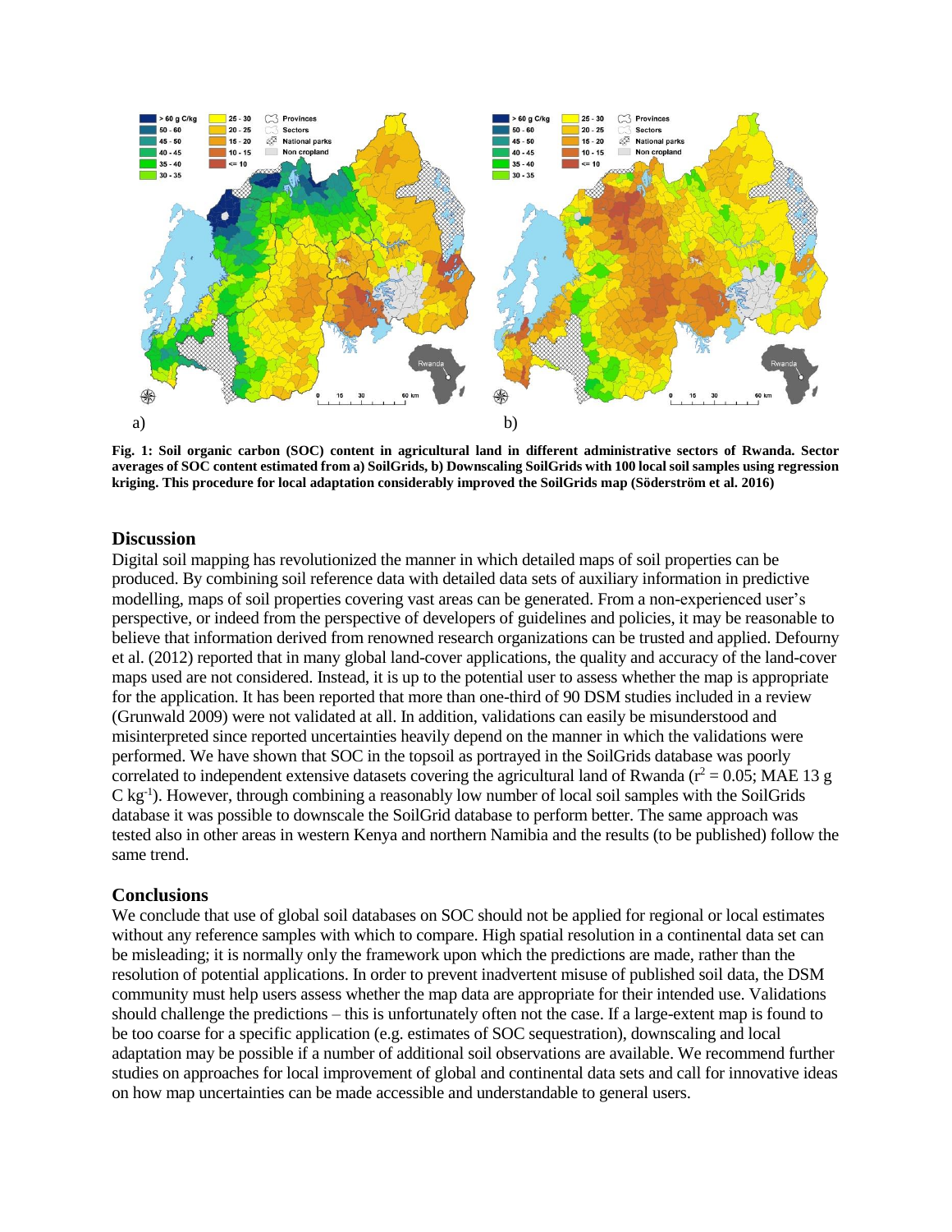**Fig. 1: Soil organic carbon (SOC) content in agricultural land in different administrative sectors of Rwanda. Sector averages of SOC content estimated from a) SoilGrids, b) Downscaling SoilGrids with 100 local soil samples using regression kriging. This procedure for local adaptation considerably improved the SoilGrids map (Söderström et al. 2016)**

## Discussion

Digital soil mapping has revolutionized the manner in which detailed maps of soil properties can be produced. By combining soil reference data with detailed data sets of auxiliary information in predictive modelling, maps of soil properties covering vast areas can be generated. From a non-experienced user's perspective, or indeed from the perspective of developers of guidelines and policies, it may be reasonable to believe that information derived from renowned research organizations can be trusted and applied. Defourny et al. (2012) reported that in many global land-cover applications, the quality and accuracy of the land-cover maps used are not considered. Instead, it is up to the potential user to assess whether the map is appropriate for the application. It has been reported that more than one-third of 90 DSM studies included in a review (Grunwald 2009) were not validated at all. In addition, validations can easily be misunderstood and misinterpreted since reported uncertainties heavily depend on the manner in which the validations were performed. We have shown that SOC in the topsoil as portrayed in the SoilGrids database was poorly correlated to independent extensive datasets covering the agricultural land of Rwanda ($r^2 = 0.05$; MAE 13 g C $kg^{-1}$). However, through combining a reasonably low number of local soil samples with the SoilGrids database it was possible to downscale the SoilGrid database to perform better. The same approach was tested also in other areas in western Kenya and northern Namibia and the results (to be published) follow the same trend.

## Conclusions

We conclude that use of global soil databases on SOC should not be applied for regional or local estimates without any reference samples with which to compare. High spatial resolution in a continental data set can be misleading; it is normally only the framework upon which the predictions are made, rather than the resolution of potential applications. In order to prevent inadvertent misuse of published soil data, the DSM community must help users assess whether the map data are appropriate for their intended use. Validations should challenge the predictions – this is unfortunately often not the case. If a large-extent map is found to be too coarse for a specific application (e.g. estimates of SOC sequestration), downscaling and local adaptation may be possible if a number of additional soil observations are available. We recommend further studies on approaches for local improvement of global and continental data sets and call for innovative ideas on how map uncertainties can be made accessible and understandable to general users.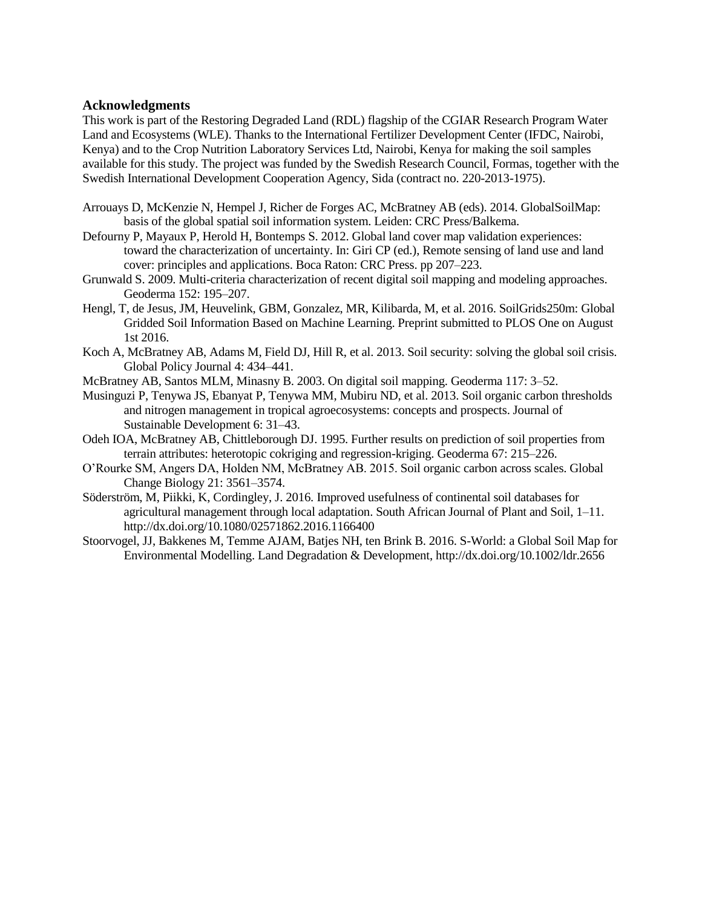## Acknowledgments

This work is part of the Restoring Degraded Land (RDL) flagship of the CGIAR Research Program Water Land and Ecosystems (WLE). Thanks to the International Fertilizer Development Center (IFDC, Nairobi, Kenya) and to the Crop Nutrition Laboratory Services Ltd, Nairobi, Kenya for making the soil samples available for this study. The project was funded by the Swedish Research Council, Formas, together with the Swedish International Development Cooperation Agency, Sida (contract no. 220-2013-1975).

Arrouays D, McKenzie N, Hempel J, Richer de Forges AC, McBratney AB (eds). 2014. GlobalSoilMap: basis of the global spatial soil information system. Leiden: CRC Press/Balkema.

Defourny P, Mayaux P, Herold H, Bontemps S. 2012. Global land cover map validation experiences: toward the characterization of uncertainty. In: Giri CP (ed.), Remote sensing of land use and land cover: principles and applications. Boca Raton: CRC Press. pp 207–223.

Grunwald S. 2009. Multi-criteria characterization of recent digital soil mapping and modeling approaches. Geoderma 152: 195–207.

Hengl, T, de Jesus, JM, Heuvelink, GBM, Gonzalez, MR, Kilibarda, M, et al. 2016. SoilGrids250m: Global Gridded Soil Information Based on Machine Learning. Preprint submitted to PLOS One on August 1st 2016.

Koch A, McBratney AB, Adams M, Field DJ, Hill R, et al. 2013. Soil security: solving the global soil crisis. Global Policy Journal 4: 434–441.

McBratney AB, Santos MLM, Minasny B. 2003. On digital soil mapping. Geoderma 117: 3–52.

Musinguzi P, Tenywa JS, Ebanyat P, Tenywa MM, Mubiru ND, et al. 2013. Soil organic carbon thresholds and nitrogen management in tropical agroecosystems: concepts and prospects. Journal of Sustainable Development 6: 31–43.

Odeh IOA, McBratney AB, Chittleborough DJ. 1995. Further results on prediction of soil properties from terrain attributes: heterotopic cokriging and regression-kriging. Geoderma 67: 215–226.

O'Rourke SM, Angers DA, Holden NM, McBratney AB. 2015. Soil organic carbon across scales. Global Change Biology 21: 3561–3574.

Söderström, M, Piikki, K, Cordingley, J. 2016. Improved usefulness of continental soil databases for agricultural management through local adaptation. South African Journal of Plant and Soil, 1–11. http://dx.doi.org/10.1080/02571862.2016.1166400

Stoorvogel, JJ, Bakkenes M, Temme AJAM, Batjes NH, ten Brink B. 2016. S-World: a Global Soil Map for Environmental Modelling. Land Degradation & Development, http://dx.doi.org/10.1002/ldr.2656